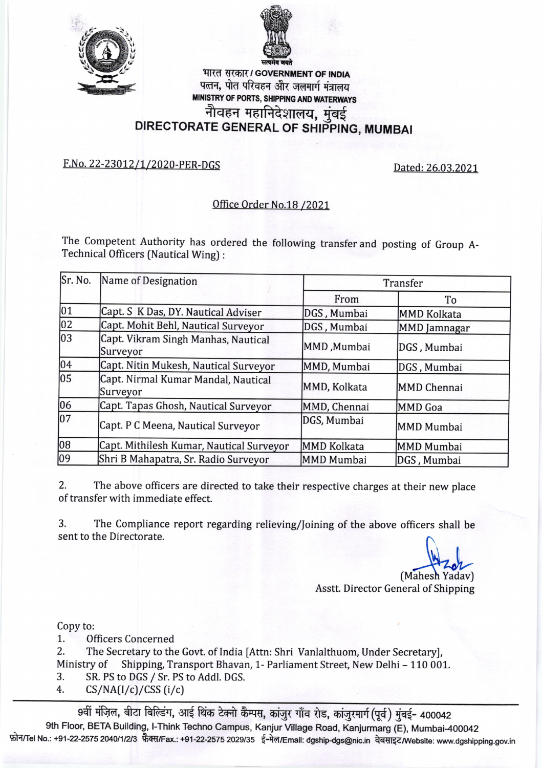भारत सरकार / GOVERNMENT OF INDIA

पत्तन, पोत परिवहन और जलमार्ग मंत्रालय

MINISTRY OF PORTS, SHIPPING AND WATERWAYS

# नौवहन महानिदेशालय, मुंबई

# DIRECTORATE GENERAL OF SHIPPING, MUMBAI

F.No. 22-23012/1/2020-PER-DGS

Dated: 26.03.2021

## Office Order No.18 /2021

The Competent Authority has ordered the following transfer and posting of Group A-Technical Officers (Nautical Wing) :

| Sr. No. | Name of Designation | Transfer | |
|---|---|---|---|
| | | From | To |
| 01 | Capt. S K Das, DY. Nautical Adviser | DGS , Mumbai | MMD Kolkata |
| 02 | Capt. Mohit Behl, Nautical Surveyor | DGS , Mumbai | MMD Jamnagar |
| 03 | Capt. Vikram Singh Manhas, Nautical Surveyor | MMD ,Mumbai | DGS , Mumbai |
| 04 | Capt. Nitin Mukesh, Nautical Surveyor | MMD, Mumbai | DGS , Mumbai |
| 05 | Capt. Nirmal Kumar Mandal, Nautical Surveyor | MMD, Kolkata | MMD Chennai |
| 06 | Capt. Tapas Ghosh, Nautical Surveyor | MMD, Chennai | MMD Goa |
| 07 | Capt. P C Meena, Nautical Surveyor | DGS, Mumbai | MMD Mumbai |
| 08 | Capt. Mithilesh Kumar, Nautical Surveyor | MMD Kolkata | MMD Mumbai |
| 09 | Shri B Mahapatra, Sr. Radio Surveyor | MMD Mumbai | DGS , Mumbai |

2. The above officers are directed to take their respective charges at their new place of transfer with immediate effect.

3. The Compliance report regarding relieving/Joining of the above officers shall be sent to the Directorate.

(Mahesh Yadav)
Asstt. Director General of Shipping

Copy to:

1. Officers Concerned
2. The Secretary to the Govt. of India [Attn: Shri Vanlalthuom, Under Secretary], Ministry of Shipping, Transport Bhavan, 1- Parliament Street, New Delhi – 110 001.
3. SR. PS to DGS / Sr. PS to Addl. DGS.
4. CS/NA(I/c)/CSS (i/c)

9वीं मंज़िल, बीटा बिल्डिंग, आई थिंक टेक्नो कैम्पस, कांजुर गाँव रोड, कांजुरमार्ग (पूर्व) मुंबई- 400042

9th Floor, BETA Building, I-Think Techno Campus, Kanjur Village Road, Kanjurmarg (E), Mumbai-400042

फ़ोन/Tel No.: +91-22-2575 2040/1/2/3 फ़ैक्स/Fax.: +91-22-2575 2029/35 ई-मेल/Email: dgship-dgs@nic.in वेबसाइट/Website: www.dgshipping.gov.in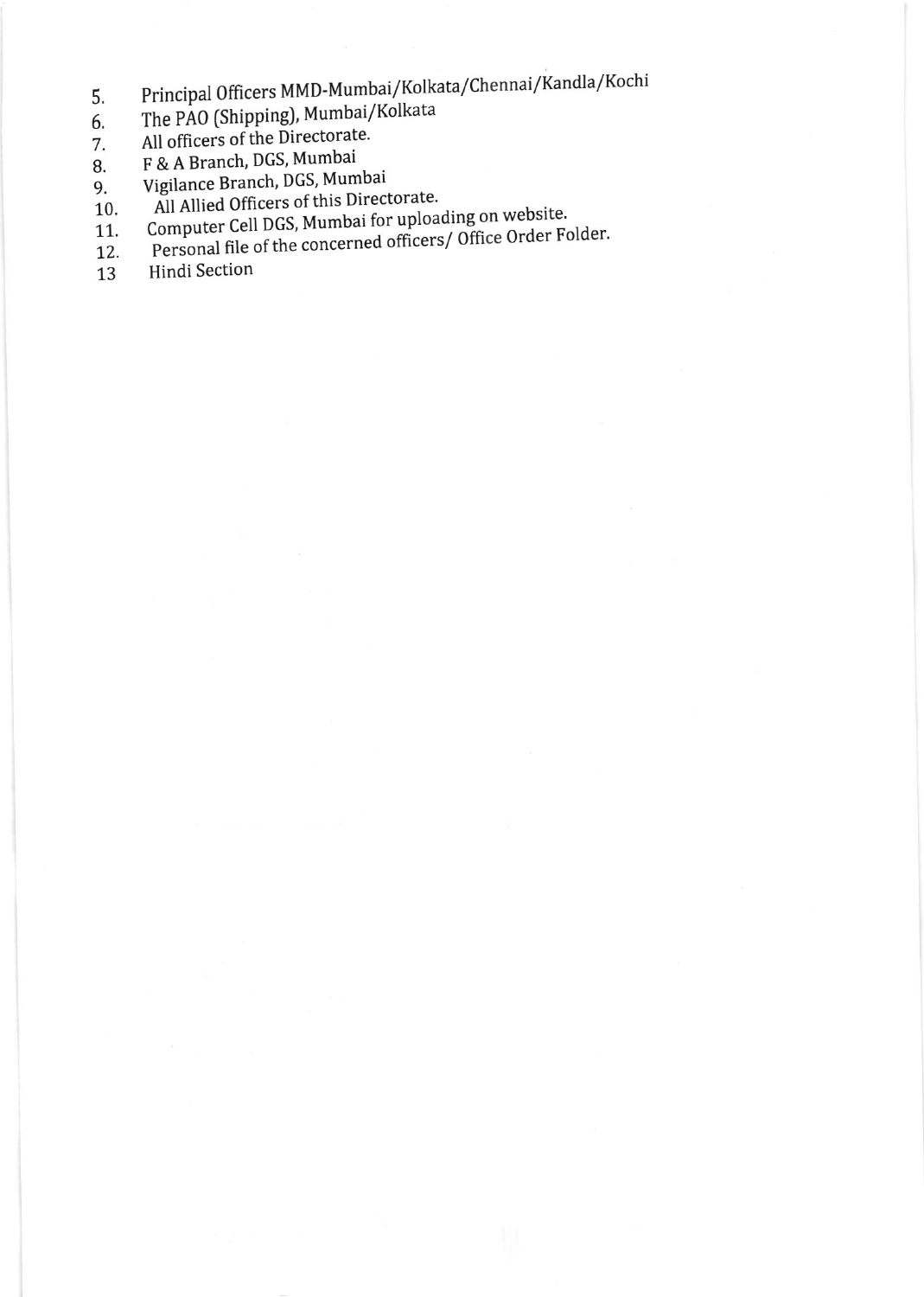5. Principal Officers MMD-Mumbai/Kolkata/Chennai/Kandla/Kochi
6. The PAO (Shipping), Mumbai/Kolkata
7. All officers of the Directorate.
8. F & A Branch, DGS, Mumbai
9. Vigilance Branch, DGS, Mumbai
10. All Allied Officers of this Directorate.
11. Computer Cell DGS, Mumbai for uploading on website.
12. Personal file of the concerned officers/ Office Order Folder.
13. Hindi Section